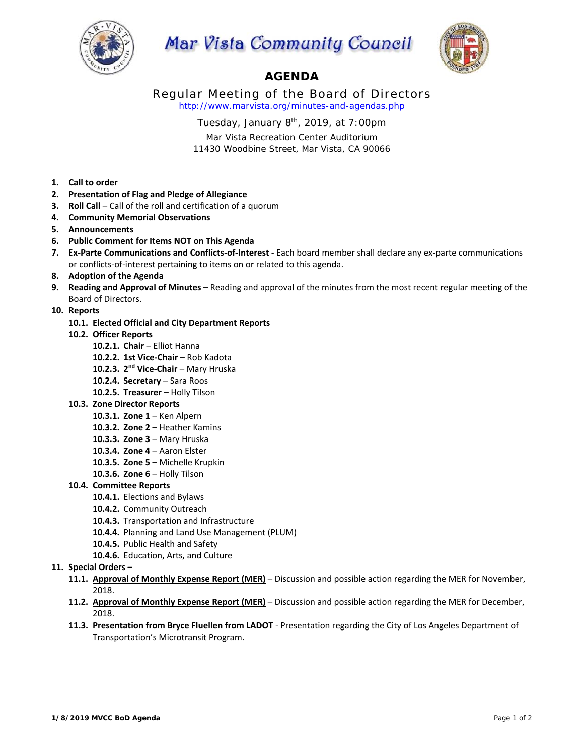# Mar Vista Community Council

## AGENDA

### Regular Meeting of the Board of Directors

http://www.marvista.org/minutes-and-agendas.php

Tuesday, January 8th, 2019, at 7:00pm

Mar Vista Recreation Center Auditorium
11430 Woodbine Street, Mar Vista, CA 90066

1. **Call to order**
2. **Presentation of Flag and Pledge of Allegiance**
3. **Roll Call** – Call of the roll and certification of a quorum
4. **Community Memorial Observations**
5. **Announcements**
6. **Public Comment for Items NOT on This Agenda**
7. **Ex-Parte Communications and Conflicts-of-Interest** - Each board member shall declare any ex-parte communications or conflicts-of-interest pertaining to items on or related to this agenda.
8. **Adoption of the Agenda**
9. **Reading and Approval of Minutes** – Reading and approval of the minutes from the most recent regular meeting of the Board of Directors.
10. **Reports**
    - **10.1. Elected Official and City Department Reports**
    - **10.2. Officer Reports**
        - **10.2.1. Chair** – Elliot Hanna
        - **10.2.2. 1st Vice-Chair** – Rob Kadota
        - **10.2.3. 2nd Vice-Chair** – Mary Hruska
        - **10.2.4. Secretary** – Sara Roos
        - **10.2.5. Treasurer** – Holly Tilson
    - **10.3. Zone Director Reports**
        - **10.3.1. Zone 1** – Ken Alpern
        - **10.3.2. Zone 2** – Heather Kamins
        - **10.3.3. Zone 3** – Mary Hruska
        - **10.3.4. Zone 4** – Aaron Elster
        - **10.3.5. Zone 5** – Michelle Krupkin
        - **10.3.6. Zone 6** – Holly Tilson
    - **10.4. Committee Reports**
        - **10.4.1.** Elections and Bylaws
        - **10.4.2.** Community Outreach
        - **10.4.3.** Transportation and Infrastructure
        - **10.4.4.** Planning and Land Use Management (PLUM)
        - **10.4.5.** Public Health and Safety
        - **10.4.6.** Education, Arts, and Culture
11. **Special Orders –**
    - **11.1. Approval of Monthly Expense Report (MER)** – Discussion and possible action regarding the MER for November, 2018.
    - **11.2. Approval of Monthly Expense Report (MER)** – Discussion and possible action regarding the MER for December, 2018.
    - **11.3. Presentation from Bryce Fluellen from LADOT** - Presentation regarding the City of Los Angeles Department of Transportation's Microtransit Program.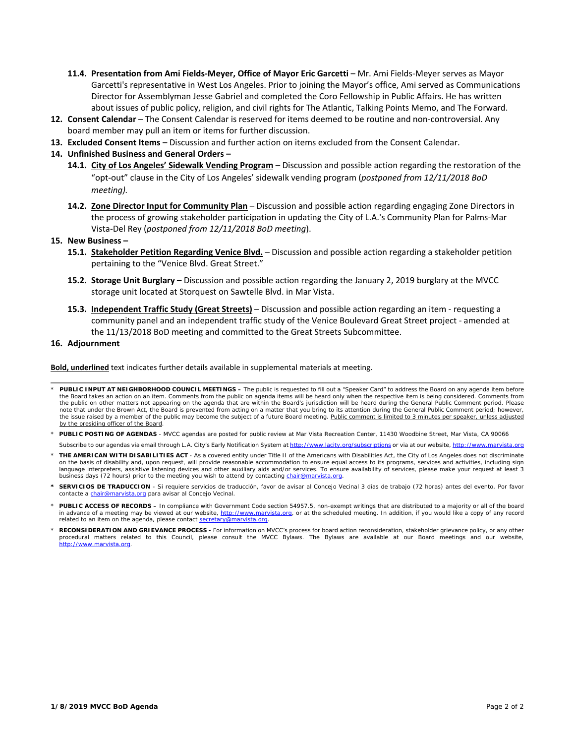11.4. **Presentation from Ami Fields-Meyer, Office of Mayor Eric Garcetti** – Mr. Ami Fields-Meyer serves as Mayor Garcetti's representative in West Los Angeles. Prior to joining the Mayor's office, Ami served as Communications Director for Assemblyman Jesse Gabriel and completed the Coro Fellowship in Public Affairs. He has written about issues of public policy, religion, and civil rights for The Atlantic, Talking Points Memo, and The Forward.

12. **Consent Calendar** – The Consent Calendar is reserved for items deemed to be routine and non-controversial. Any board member may pull an item or items for further discussion.

13. **Excluded Consent Items** – Discussion and further action on items excluded from the Consent Calendar.

14. **Unfinished Business and General Orders –**

    14.1. **<u>City of Los Angeles' Sidewalk Vending Program</u>** – Discussion and possible action regarding the restoration of the "opt-out" clause in the City of Los Angeles' sidewalk vending program (*postponed from 12/11/2018 BoD meeting).*

    14.2. **<u>Zone Director Input for Community Plan</u>** – Discussion and possible action regarding engaging Zone Directors in the process of growing stakeholder participation in updating the City of L.A.'s Community Plan for Palms-Mar Vista-Del Rey (*postponed from 12/11/2018 BoD meeting*).

15. **New Business –**

    15.1. **<u>Stakeholder Petition Regarding Venice Blvd.</u>** – Discussion and possible action regarding a stakeholder petition pertaining to the "Venice Blvd. Great Street."

    15.2. **Storage Unit Burglary –** Discussion and possible action regarding the January 2, 2019 burglary at the MVCC storage unit located at Storquest on Sawtelle Blvd. in Mar Vista.

    15.3. **<u>Independent Traffic Study (Great Streets)</u>** – Discussion and possible action regarding an item - requesting a community panel and an independent traffic study of the Venice Boulevard Great Street project - amended at the 11/13/2018 BoD meeting and committed to the Great Streets Subcommittee.

16. **Adjournment**

**<u>Bold, underlined</u>** text indicates further details available in supplemental materials at meeting.

---

* **PUBLIC INPUT AT NEIGHBORHOOD COUNCIL MEETINGS –** The public is requested to fill out a "Speaker Card" to address the Board on any agenda item before the Board takes an action on an item. Comments from the public on agenda items will be heard only when the respective item is being considered. Comments from the public on other matters not appearing on the agenda that are within the Board's jurisdiction will be heard during the General Public Comment period. Please note that under the Brown Act, the Board is prevented from acting on a matter that you bring to its attention during the General Public Comment period; however, the issue raised by a member of the public may become the subject of a future Board meeting. <u>Public comment is limited to 3 minutes per speaker, unless adjusted by the presiding officer of the Board</u>.

* **PUBLIC POSTING OF AGENDAS** - MVCC agendas are posted for public review at Mar Vista Recreation Center, 11430 Woodbine Street, Mar Vista, CA 90066

  Subscribe to our agendas via email through L.A. City's Early Notification System at http://www.lacity.org/subscriptions or via at our website, http://www.marvista.org

* **THE AMERICAN WITH DISABILITIES ACT** - As a covered entity under Title II of the Americans with Disabilities Act, the City of Los Angeles does not discriminate on the basis of disability and, upon request, will provide reasonable accommodation to ensure equal access to its programs, services and activities, including sign language interpreters, assistive listening devices and other auxiliary aids and/or services. To ensure availability of services, please make your request at least 3 business days (72 hours) prior to the meeting you wish to attend by contacting chair@marvista.org.

* **SERVICIOS DE TRADUCCION** - Si requiere servicios de traducción, favor de avisar al Concejo Vecinal 3 días de trabajo (72 horas) antes del evento. Por favor contacte a chair@marvista.org para avisar al Concejo Vecinal.

* **PUBLIC ACCESS OF RECORDS –** In compliance with Government Code section 54957.5, non-exempt writings that are distributed to a majority or all of the board in advance of a meeting may be viewed at our website, http://www.marvista.org, or at the scheduled meeting. In addition, if you would like a copy of any record related to an item on the agenda, please contact secretary@marvista.org.

* **RECONSIDERATION AND GRIEVANCE PROCESS -** For information on MVCC's process for board action reconsideration, stakeholder grievance policy, or any other procedural matters related to this Council, please consult the MVCC Bylaws. The Bylaws are available at our Board meetings and our website, http://www.marvista.org.